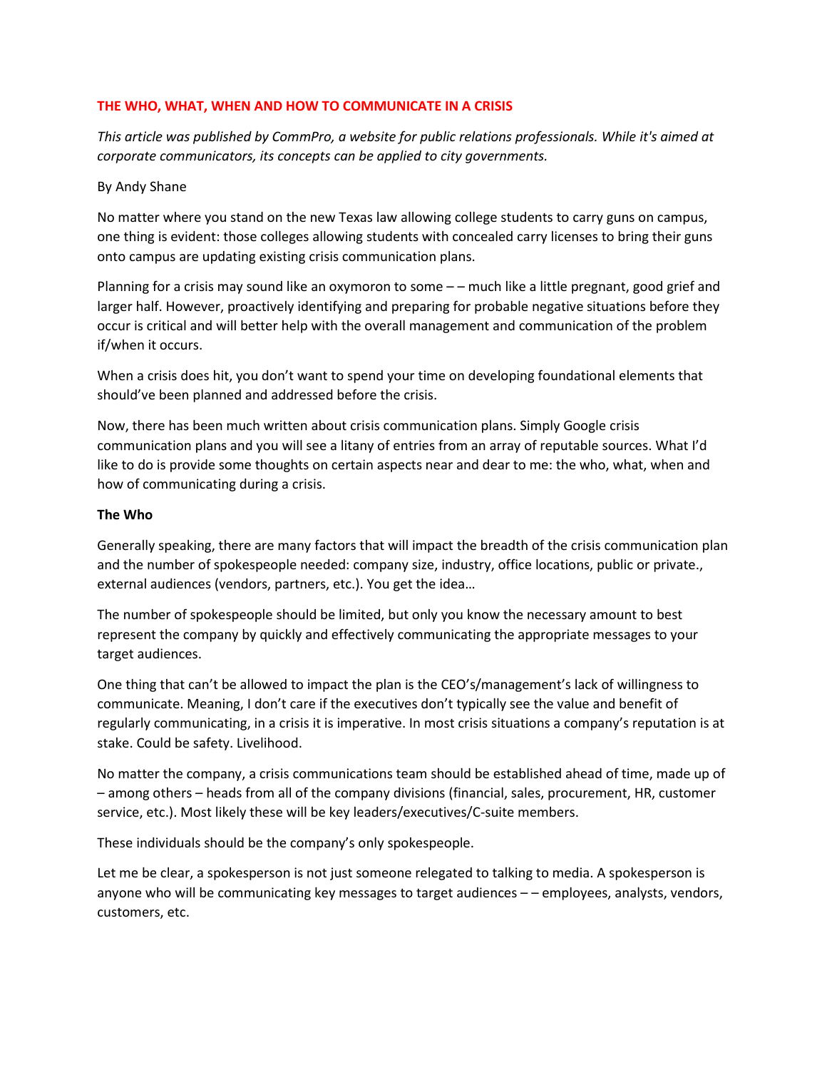## THE WHO, WHAT, WHEN AND HOW TO COMMUNICATE IN A CRISIS

*This article was published by CommPro, a website for public relations professionals. While it's aimed at corporate communicators, its concepts can be applied to city governments.*

By Andy Shane

No matter where you stand on the new Texas law allowing college students to carry guns on campus, one thing is evident: those colleges allowing students with concealed carry licenses to bring their guns onto campus are updating existing crisis communication plans.

Planning for a crisis may sound like an oxymoron to some – – much like a little pregnant, good grief and larger half. However, proactively identifying and preparing for probable negative situations before they occur is critical and will better help with the overall management and communication of the problem if/when it occurs.

When a crisis does hit, you don't want to spend your time on developing foundational elements that should've been planned and addressed before the crisis.

Now, there has been much written about crisis communication plans. Simply Google crisis communication plans and you will see a litany of entries from an array of reputable sources. What I'd like to do is provide some thoughts on certain aspects near and dear to me: the who, what, when and how of communicating during a crisis.

**The Who**

Generally speaking, there are many factors that will impact the breadth of the crisis communication plan and the number of spokespeople needed: company size, industry, office locations, public or private., external audiences (vendors, partners, etc.). You get the idea…

The number of spokespeople should be limited, but only you know the necessary amount to best represent the company by quickly and effectively communicating the appropriate messages to your target audiences.

One thing that can't be allowed to impact the plan is the CEO's/management's lack of willingness to communicate. Meaning, I don't care if the executives don't typically see the value and benefit of regularly communicating, in a crisis it is imperative. In most crisis situations a company's reputation is at stake. Could be safety. Livelihood.

No matter the company, a crisis communications team should be established ahead of time, made up of – among others – heads from all of the company divisions (financial, sales, procurement, HR, customer service, etc.). Most likely these will be key leaders/executives/C-suite members.

These individuals should be the company's only spokespeople.

Let me be clear, a spokesperson is not just someone relegated to talking to media. A spokesperson is anyone who will be communicating key messages to target audiences – – employees, analysts, vendors, customers, etc.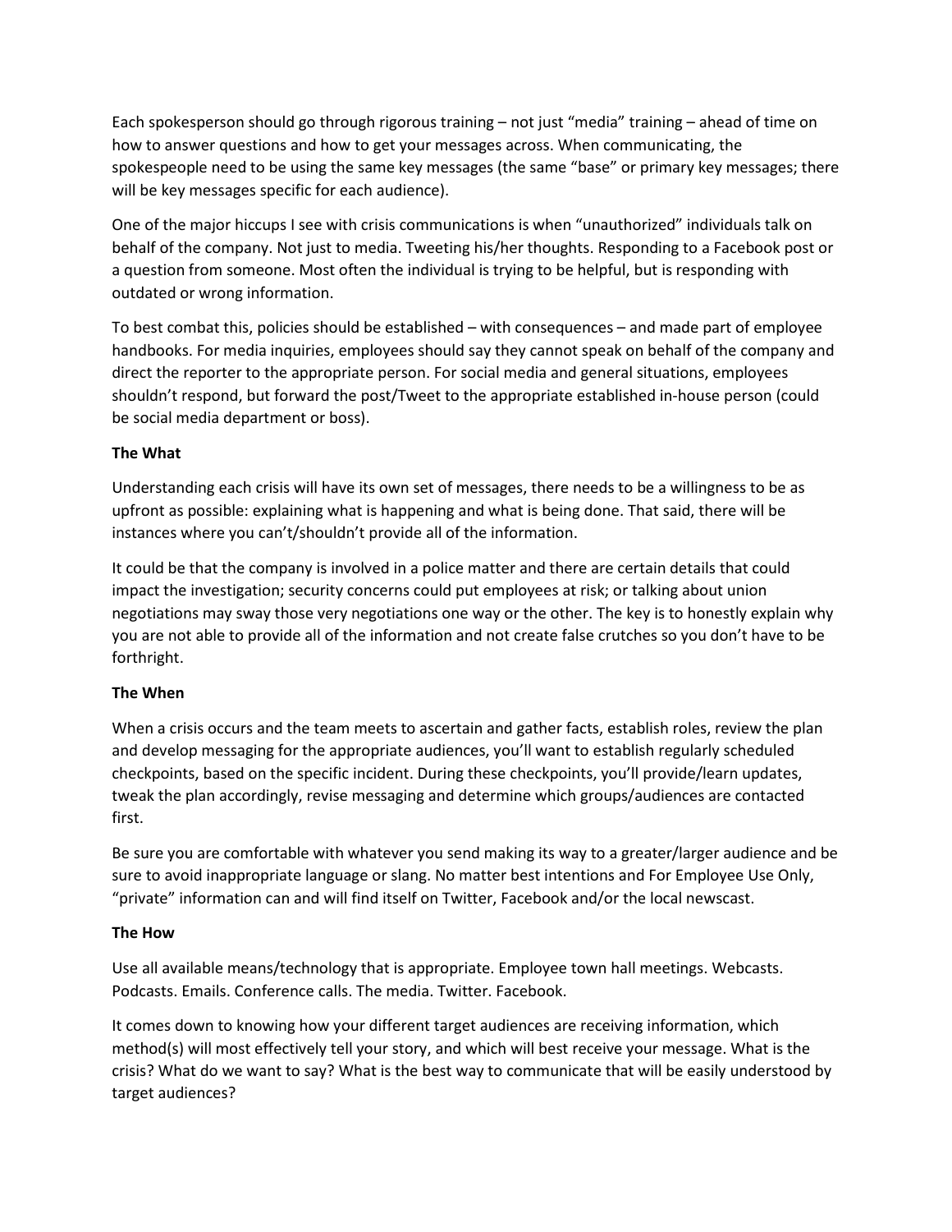Each spokesperson should go through rigorous training – not just "media" training – ahead of time on how to answer questions and how to get your messages across. When communicating, the spokespeople need to be using the same key messages (the same "base" or primary key messages; there will be key messages specific for each audience).

One of the major hiccups I see with crisis communications is when "unauthorized" individuals talk on behalf of the company. Not just to media. Tweeting his/her thoughts. Responding to a Facebook post or a question from someone. Most often the individual is trying to be helpful, but is responding with outdated or wrong information.

To best combat this, policies should be established – with consequences – and made part of employee handbooks. For media inquiries, employees should say they cannot speak on behalf of the company and direct the reporter to the appropriate person. For social media and general situations, employees shouldn't respond, but forward the post/Tweet to the appropriate established in-house person (could be social media department or boss).

**The What**

Understanding each crisis will have its own set of messages, there needs to be a willingness to be as upfront as possible: explaining what is happening and what is being done. That said, there will be instances where you can't/shouldn't provide all of the information.

It could be that the company is involved in a police matter and there are certain details that could impact the investigation; security concerns could put employees at risk; or talking about union negotiations may sway those very negotiations one way or the other. The key is to honestly explain why you are not able to provide all of the information and not create false crutches so you don't have to be forthright.

**The When**

When a crisis occurs and the team meets to ascertain and gather facts, establish roles, review the plan and develop messaging for the appropriate audiences, you'll want to establish regularly scheduled checkpoints, based on the specific incident. During these checkpoints, you'll provide/learn updates, tweak the plan accordingly, revise messaging and determine which groups/audiences are contacted first.

Be sure you are comfortable with whatever you send making its way to a greater/larger audience and be sure to avoid inappropriate language or slang. No matter best intentions and For Employee Use Only, "private" information can and will find itself on Twitter, Facebook and/or the local newscast.

**The How**

Use all available means/technology that is appropriate. Employee town hall meetings. Webcasts. Podcasts. Emails. Conference calls. The media. Twitter. Facebook.

It comes down to knowing how your different target audiences are receiving information, which method(s) will most effectively tell your story, and which will best receive your message. What is the crisis? What do we want to say? What is the best way to communicate that will be easily understood by target audiences?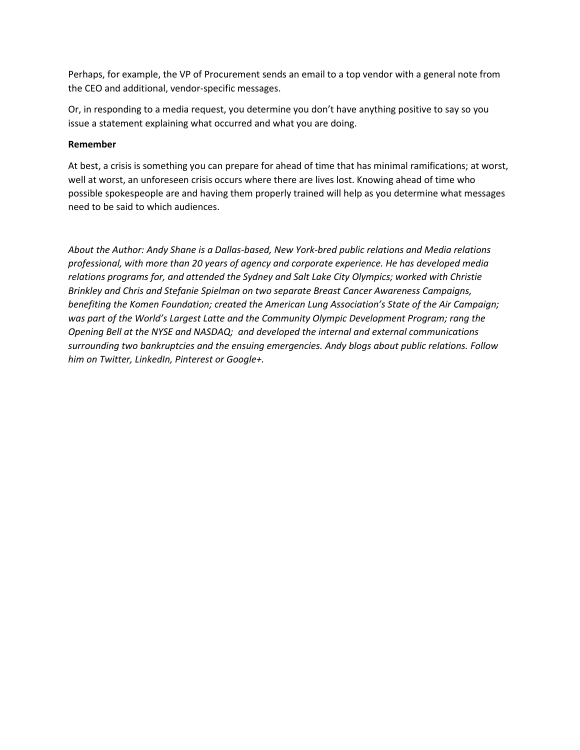Perhaps, for example, the VP of Procurement sends an email to a top vendor with a general note from the CEO and additional, vendor-specific messages.

Or, in responding to a media request, you determine you don't have anything positive to say so you issue a statement explaining what occurred and what you are doing.

**Remember**

At best, a crisis is something you can prepare for ahead of time that has minimal ramifications; at worst, well at worst, an unforeseen crisis occurs where there are lives lost. Knowing ahead of time who possible spokespeople are and having them properly trained will help as you determine what messages need to be said to which audiences.

*About the Author: Andy Shane is a Dallas-based, New York-bred public relations and Media relations professional, with more than 20 years of agency and corporate experience. He has developed media relations programs for, and attended the Sydney and Salt Lake City Olympics; worked with Christie Brinkley and Chris and Stefanie Spielman on two separate Breast Cancer Awareness Campaigns, benefiting the Komen Foundation; created the American Lung Association's State of the Air Campaign; was part of the World's Largest Latte and the Community Olympic Development Program; rang the Opening Bell at the NYSE and NASDAQ; and developed the internal and external communications surrounding two bankruptcies and the ensuing emergencies. Andy blogs about public relations. Follow him on Twitter, LinkedIn, Pinterest or Google+.*